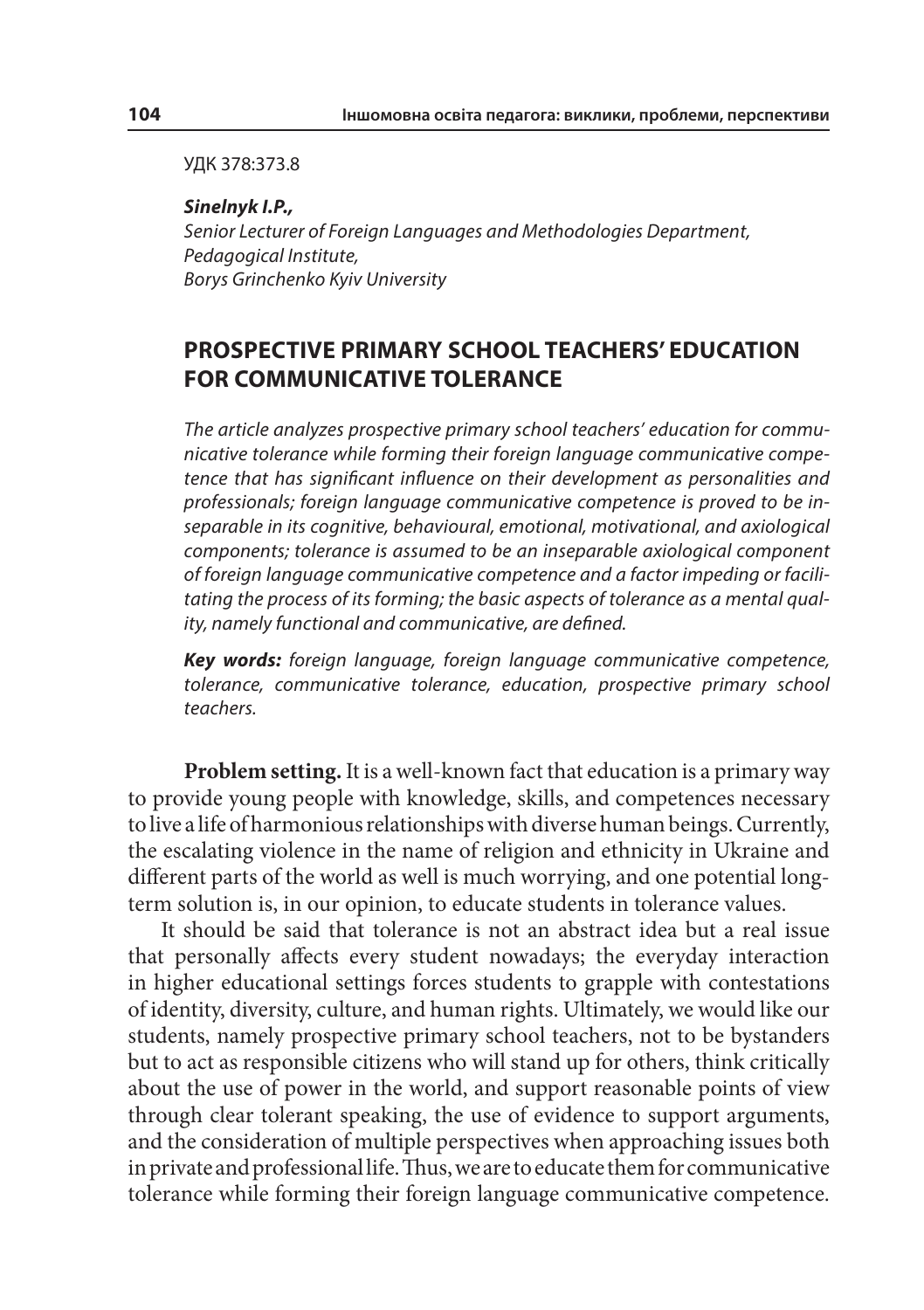УДК 378:373.8

***Sinelnyk I.P.,***
*Senior Lecturer of Foreign Languages and Methodologies Department,*
*Pedagogical Institute,*
*Borys Grinchenko Kyiv University*

# PROSPECTIVE PRIMARY SCHOOL TEACHERS' EDUCATION FOR COMMUNICATIVE TOLERANCE

*The article analyzes prospective primary school teachers' education for communicative tolerance while forming their foreign language communicative competence that has significant influence on their development as personalities and professionals; foreign language communicative competence is proved to be inseparable in its cognitive, behavioural, emotional, motivational, and axiological components; tolerance is assumed to be an inseparable axiological component of foreign language communicative competence and a factor impeding or facilitating the process of its forming; the basic aspects of tolerance as a mental quality, namely functional and communicative, are defined.*

***Key words:*** *foreign language, foreign language communicative competence, tolerance, communicative tolerance, education, prospective primary school teachers.*

**Problem setting.** It is a well-known fact that education is a primary way to provide young people with knowledge, skills, and competences necessary to live a life of harmonious relationships with diverse human beings. Currently, the escalating violence in the name of religion and ethnicity in Ukraine and different parts of the world as well is much worrying, and one potential long-term solution is, in our opinion, to educate students in tolerance values.

It should be said that tolerance is not an abstract idea but a real issue that personally affects every student nowadays; the everyday interaction in higher educational settings forces students to grapple with contestations of identity, diversity, culture, and human rights. Ultimately, we would like our students, namely prospective primary school teachers, not to be bystanders but to act as responsible citizens who will stand up for others, think critically about the use of power in the world, and support reasonable points of view through clear tolerant speaking, the use of evidence to support arguments, and the consideration of multiple perspectives when approaching issues both in private and professional life. Thus, we are to educate them for communicative tolerance while forming their foreign language communicative competence.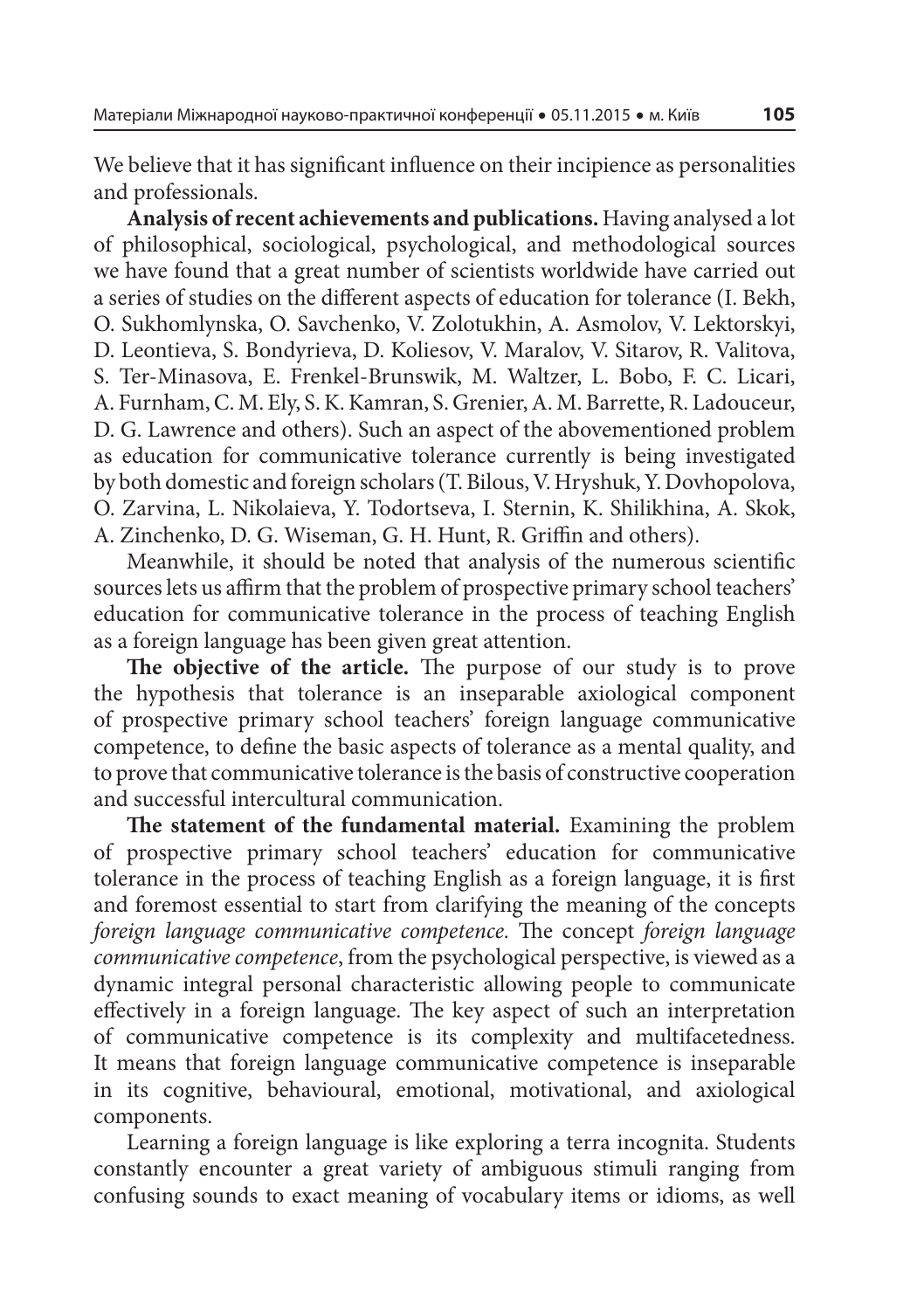We believe that it has significant influence on their incipience as personalities and professionals.

**Analysis of recent achievements and publications.** Having analysed a lot of philosophical, sociological, psychological, and methodological sources we have found that a great number of scientists worldwide have carried out a series of studies on the different aspects of education for tolerance (I. Bekh, O. Sukhomlynska, O. Savchenko, V. Zolotukhin, A. Asmolov, V. Lektorskyi, D. Leontieva, S. Bondyrieva, D. Koliesov, V. Maralov, V. Sitarov, R. Valitova, S. Ter-Minasova, E. Frenkel-Brunswik, M. Waltzer, L. Bobo, F. C. Licari, A. Furnham, C. M. Ely, S. K. Kamran, S. Grenier, A. M. Barrette, R. Ladouceur, D. G. Lawrence and others). Such an aspect of the abovementioned problem as education for communicative tolerance currently is being investigated by both domestic and foreign scholars (T. Bilous, V. Hryshuk, Y. Dovhopolova, O. Zarvina, L. Nikolaieva, Y. Todortseva, I. Sternin, K. Shilikhina, A. Skok, A. Zinchenko, D. G. Wiseman, G. H. Hunt, R. Griffin and others).

Meanwhile, it should be noted that analysis of the numerous scientific sources lets us affirm that the problem of prospective primary school teachers' education for communicative tolerance in the process of teaching English as a foreign language has been given great attention.

**The objective of the article.** The purpose of our study is to prove the hypothesis that tolerance is an inseparable axiological component of prospective primary school teachers' foreign language communicative competence, to define the basic aspects of tolerance as a mental quality, and to prove that communicative tolerance is the basis of constructive cooperation and successful intercultural communication.

**The statement of the fundamental material.** Examining the problem of prospective primary school teachers' education for communicative tolerance in the process of teaching English as a foreign language, it is first and foremost essential to start from clarifying the meaning of the concepts *foreign language communicative competence.* The concept *foreign language communicative competence*, from the psychological perspective, is viewed as a dynamic integral personal characteristic allowing people to communicate effectively in a foreign language. The key aspect of such an interpretation of communicative competence is its complexity and multifacetedness. It means that foreign language communicative competence is inseparable in its cognitive, behavioural, emotional, motivational, and axiological components.

Learning a foreign language is like exploring a terra incognita. Students constantly encounter a great variety of ambiguous stimuli ranging from confusing sounds to exact meaning of vocabulary items or idioms, as well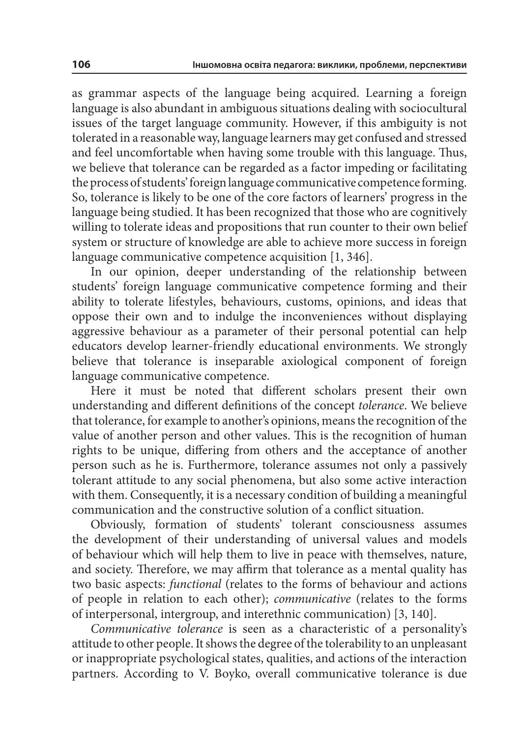as grammar aspects of the language being acquired. Learning a foreign language is also abundant in ambiguous situations dealing with sociocultural issues of the target language community. However, if this ambiguity is not tolerated in a reasonable way, language learners may get confused and stressed and feel uncomfortable when having some trouble with this language. Thus, we believe that tolerance can be regarded as a factor impeding or facilitating the process of students' foreign language communicative competence forming. So, tolerance is likely to be one of the core factors of learners' progress in the language being studied. It has been recognized that those who are cognitively willing to tolerate ideas and propositions that run counter to their own belief system or structure of knowledge are able to achieve more success in foreign language communicative competence acquisition [1, 346].

In our opinion, deeper understanding of the relationship between students' foreign language communicative competence forming and their ability to tolerate lifestyles, behaviours, customs, opinions, and ideas that oppose their own and to indulge the inconveniences without displaying aggressive behaviour as a parameter of their personal potential can help educators develop learner-friendly educational environments. We strongly believe that tolerance is inseparable axiological component of foreign language communicative competence.

Here it must be noted that different scholars present their own understanding and different definitions of the concept *tolerance*. We believe that tolerance, for example to another's opinions, means the recognition of the value of another person and other values. This is the recognition of human rights to be unique, differing from others and the acceptance of another person such as he is. Furthermore, tolerance assumes not only a passively tolerant attitude to any social phenomena, but also some active interaction with them. Consequently, it is a necessary condition of building a meaningful communication and the constructive solution of a conflict situation.

Obviously, formation of students' tolerant consciousness assumes the development of their understanding of universal values and models of behaviour which will help them to live in peace with themselves, nature, and society. Therefore, we may affirm that tolerance as a mental quality has two basic aspects: *functional* (relates to the forms of behaviour and actions of people in relation to each other); *communicative* (relates to the forms of interpersonal, intergroup, and interethnic communication) [3, 140].

*Communicative tolerance* is seen as a characteristic of a personality's attitude to other people. It shows the degree of the tolerability to an unpleasant or inappropriate psychological states, qualities, and actions of the interaction partners. According to V. Boyko, overall communicative tolerance is due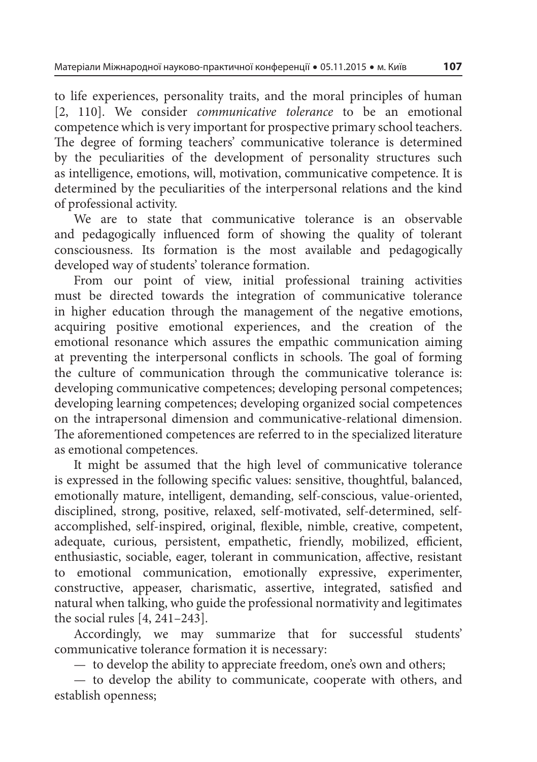to life experiences, personality traits, and the moral principles of human [2, 110]. We consider *communicative tolerance* to be an emotional competence which is very important for prospective primary school teachers. The degree of forming teachers' communicative tolerance is determined by the peculiarities of the development of personality structures such as intelligence, emotions, will, motivation, communicative competence. It is determined by the peculiarities of the interpersonal relations and the kind of professional activity.

We are to state that communicative tolerance is an observable and pedagogically influenced form of showing the quality of tolerant consciousness. Its formation is the most available and pedagogically developed way of students' tolerance formation.

From our point of view, initial professional training activities must be directed towards the integration of communicative tolerance in higher education through the management of the negative emotions, acquiring positive emotional experiences, and the creation of the emotional resonance which assures the empathic communication aiming at preventing the interpersonal conflicts in schools. The goal of forming the culture of communication through the communicative tolerance is: developing communicative competences; developing personal competences; developing learning competences; developing organized social competences on the intrapersonal dimension and communicative-relational dimension. The aforementioned competences are referred to in the specialized literature as emotional competences.

It might be assumed that the high level of communicative tolerance is expressed in the following specific values: sensitive, thoughtful, balanced, emotionally mature, intelligent, demanding, self-conscious, value-oriented, disciplined, strong, positive, relaxed, self-motivated, self-determined, self-accomplished, self-inspired, original, flexible, nimble, creative, competent, adequate, curious, persistent, empathetic, friendly, mobilized, efficient, enthusiastic, sociable, eager, tolerant in communication, affective, resistant to emotional communication, emotionally expressive, experimenter, constructive, appeaser, charismatic, assertive, integrated, satisfied and natural when talking, who guide the professional normativity and legitimates the social rules [4, 241–243].

Accordingly, we may summarize that for successful students' communicative tolerance formation it is necessary:

— to develop the ability to appreciate freedom, one's own and others;

— to develop the ability to communicate, cooperate with others, and establish openness;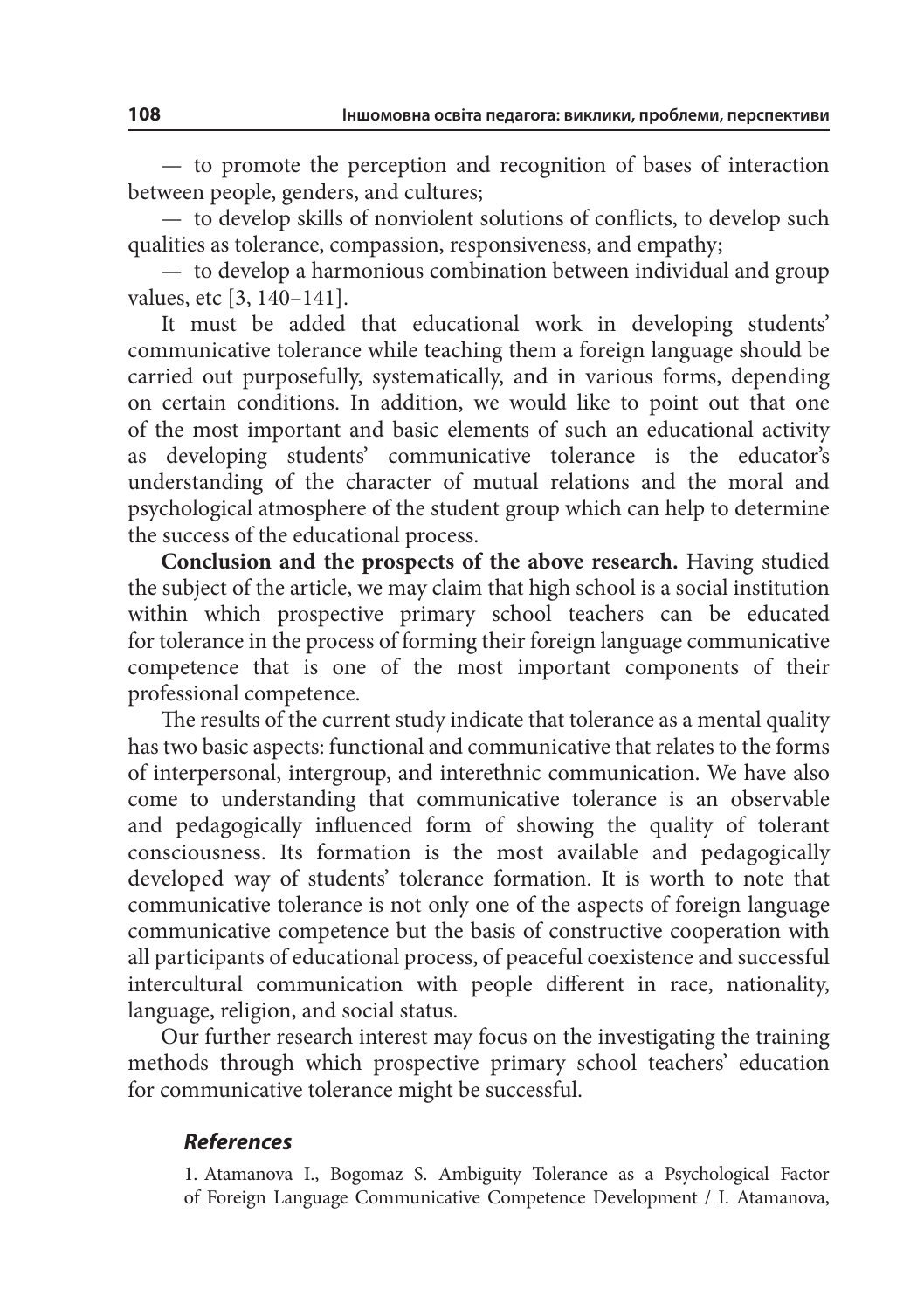— to promote the perception and recognition of bases of interaction between people, genders, and cultures;

— to develop skills of nonviolent solutions of conflicts, to develop such qualities as tolerance, compassion, responsiveness, and empathy;

— to develop a harmonious combination between individual and group values, etc [3, 140–141].

It must be added that educational work in developing students' communicative tolerance while teaching them a foreign language should be carried out purposefully, systematically, and in various forms, depending on certain conditions. In addition, we would like to point out that one of the most important and basic elements of such an educational activity as developing students' communicative tolerance is the educator's understanding of the character of mutual relations and the moral and psychological atmosphere of the student group which can help to determine the success of the educational process.

**Conclusion and the prospects of the above research.** Having studied the subject of the article, we may claim that high school is a social institution within which prospective primary school teachers can be educated for tolerance in the process of forming their foreign language communicative competence that is one of the most important components of their professional competence.

The results of the current study indicate that tolerance as a mental quality has two basic aspects: functional and communicative that relates to the forms of interpersonal, intergroup, and interethnic communication. We have also come to understanding that communicative tolerance is an observable and pedagogically influenced form of showing the quality of tolerant consciousness. Its formation is the most available and pedagogically developed way of students' tolerance formation. It is worth to note that communicative tolerance is not only one of the aspects of foreign language communicative competence but the basis of constructive cooperation with all participants of educational process, of peaceful coexistence and successful intercultural communication with people different in race, nationality, language, religion, and social status.

Our further research interest may focus on the investigating the training methods through which prospective primary school teachers' education for communicative tolerance might be successful.

### *References*

1. Atamanova I., Bogomaz S. Ambiguity Tolerance as a Psychological Factor of Foreign Language Communicative Competence Development / I. Atamanova,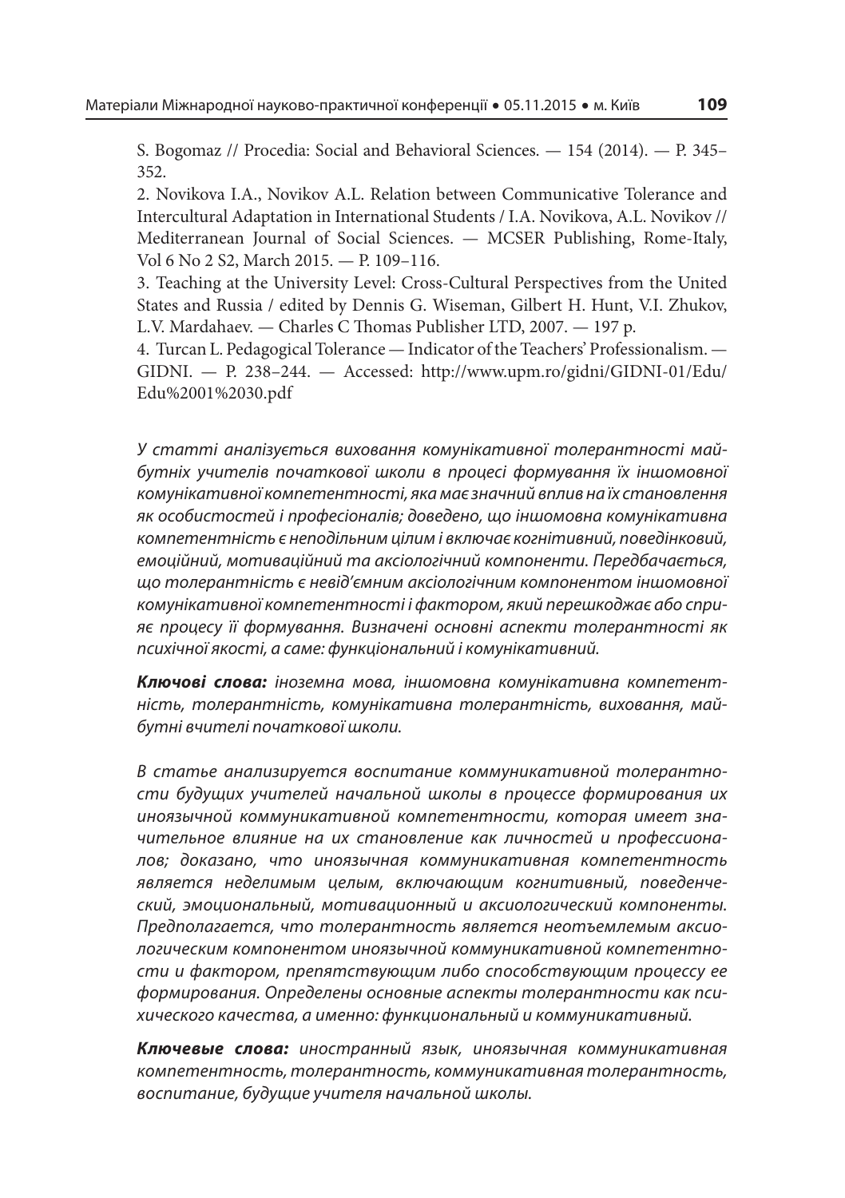S. Bogomaz // Procedia: Social and Behavioral Sciences. — 154 (2014). — P. 345–352.

2. Novikova I.A., Novikov A.L. Relation between Communicative Tolerance and Intercultural Adaptation in International Students / I.A. Novikova, A.L. Novikov // Mediterranean Journal of Social Sciences. — MCSER Publishing, Rome-Italy, Vol 6 No 2 S2, March 2015. — P. 109–116.

3. Teaching at the University Level: Cross-Cultural Perspectives from the United States and Russia / edited by Dennis G. Wiseman, Gilbert H. Hunt, V.I. Zhukov, L.V. Mardahaev. — Charles C Thomas Publisher LTD, 2007. — 197 p.

4. Turcan L. Pedagogical Tolerance — Indicator of the Teachers' Professionalism. — GIDNI. — P. 238–244. — Accessed: http://www.upm.ro/gidni/GIDNI-01/Edu/Edu%2001%2030.pdf

*У статті аналізується виховання комунікативної толерантності майбутніх учителів початкової школи в процесі формування їх іншомовної комунікативної компетентності, яка має значний вплив на їх становлення як особистостей і професіоналів; доведено, що іншомовна комунікативна компетентність є неподільним цілим і включає когнітивний, поведінковий, емоційний, мотиваційний та аксіологічний компоненти. Передбачається, що толерантність є невід'ємним аксіологічним компонентом іншомовної комунікативної компетентності і фактором, який перешкоджає або сприяє процесу її формування. Визначені основні аспекти толерантності як психічної якості, а саме: функціональний і комунікативний.*

***Ключові слова:*** *іноземна мова, іншомовна комунікативна компетентність, толерантність, комунікативна толерантність, виховання, майбутні вчителі початкової школи.*

*В статье анализируется воспитание коммуникативной толерантности будущих учителей начальной школы в процессе формирования их иноязычной коммуникативной компетентности, которая имеет значительное влияние на их становление как личностей и профессионалов; доказано, что иноязычная коммуникативная компетентность является неделимым целым, включающим когнитивный, поведенческий, эмоциональный, мотивационный и аксиологический компоненты. Предполагается, что толерантность является неотъемлемым аксиологическим компонентом иноязычной коммуникативной компетентности и фактором, препятствующим либо способствующим процессу ее формирования. Определены основные аспекты толерантности как психического качества, а именно: функциональный и коммуникативный.*

***Ключевые слова:*** *иностранный язык, иноязычная коммуникативная компетентность, толерантность, коммуникативная толерантность, воспитание, будущие учителя начальной школы.*